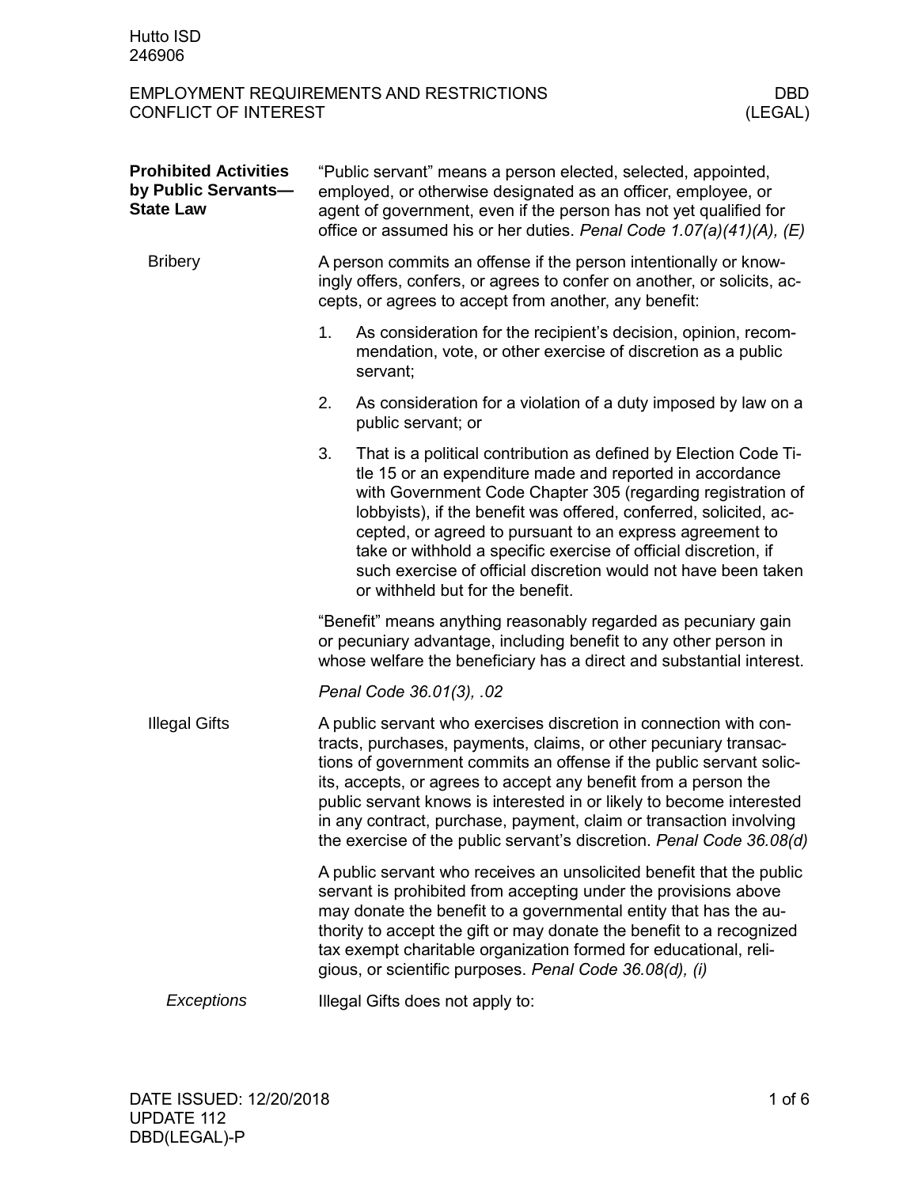Hutto ISD
246906

# EMPLOYMENT REQUIREMENTS AND RESTRICTIONS — CONFLICT OF INTEREST

DBD (LEGAL)

## Prohibited Activities by Public Servants—State Law

"Public servant" means a person elected, selected, appointed, employed, or otherwise designated as an officer, employee, or agent of government, even if the person has not yet qualified for office or assumed his or her duties. *Penal Code 1.07(a)(41)(A), (E)*

### Bribery

A person commits an offense if the person intentionally or knowingly offers, confers, or agrees to confer on another, or solicits, accepts, or agrees to accept from another, any benefit:

1. As consideration for the recipient's decision, opinion, recommendation, vote, or other exercise of discretion as a public servant;
2. As consideration for a violation of a duty imposed by law on a public servant; or
3. That is a political contribution as defined by Election Code Title 15 or an expenditure made and reported in accordance with Government Code Chapter 305 (regarding registration of lobbyists), if the benefit was offered, conferred, solicited, accepted, or agreed to pursuant to an express agreement to take or withhold a specific exercise of official discretion, if such exercise of official discretion would not have been taken or withheld but for the benefit.

"Benefit" means anything reasonably regarded as pecuniary gain or pecuniary advantage, including benefit to any other person in whose welfare the beneficiary has a direct and substantial interest.

*Penal Code 36.01(3), .02*

### Illegal Gifts

A public servant who exercises discretion in connection with contracts, purchases, payments, claims, or other pecuniary transactions of government commits an offense if the public servant solicits, accepts, or agrees to accept any benefit from a person the public servant knows is interested in or likely to become interested in any contract, purchase, payment, claim or transaction involving the exercise of the public servant's discretion. *Penal Code 36.08(d)*

A public servant who receives an unsolicited benefit that the public servant is prohibited from accepting under the provisions above may donate the benefit to a governmental entity that has the authority to accept the gift or may donate the benefit to a recognized tax exempt charitable organization formed for educational, religious, or scientific purposes. *Penal Code 36.08(d), (i)*

#### *Exceptions*

Illegal Gifts does not apply to:

DATE ISSUED: 12/20/2018
UPDATE 112
DBD(LEGAL)-P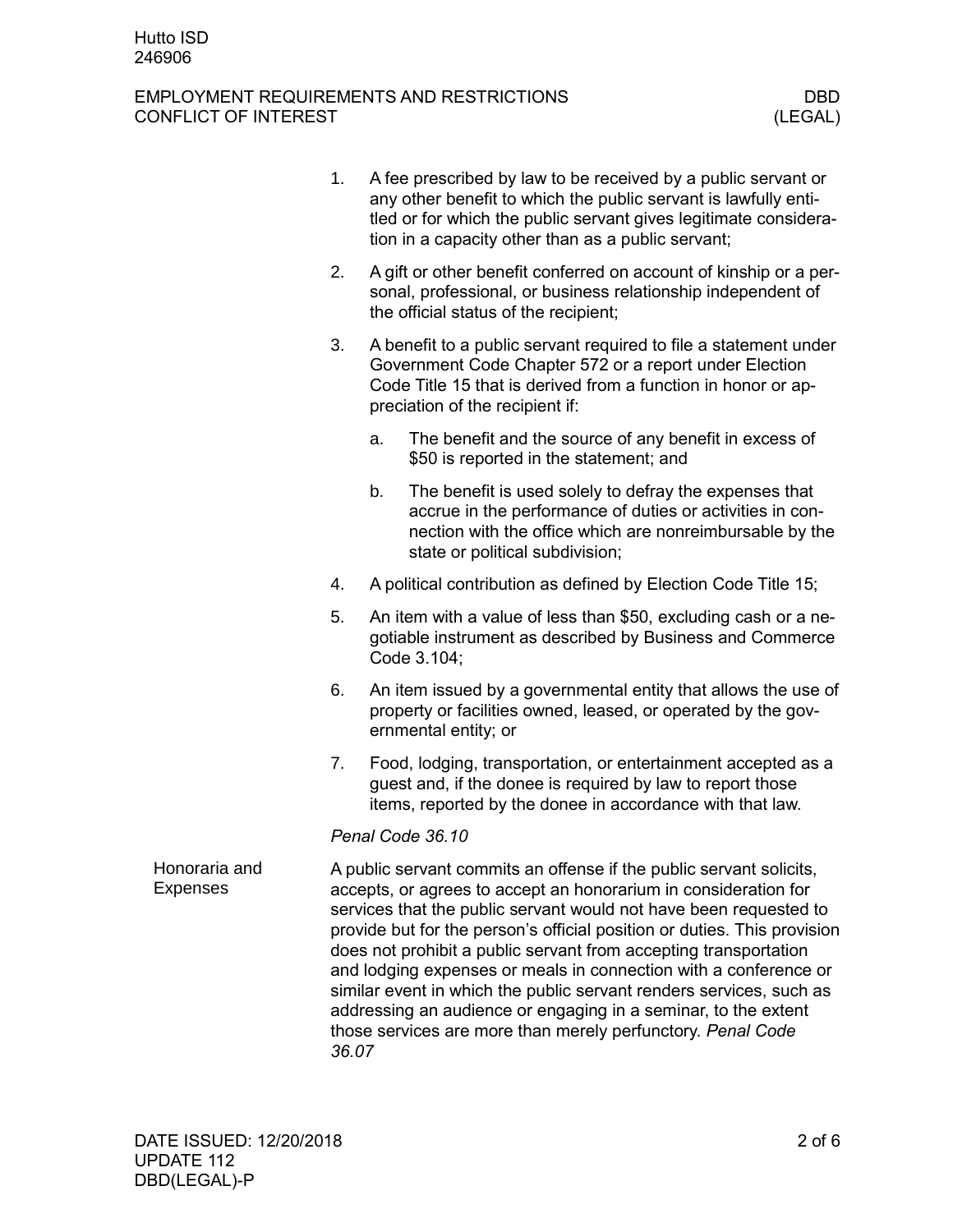1. A fee prescribed by law to be received by a public servant or any other benefit to which the public servant is lawfully entitled or for which the public servant gives legitimate consideration in a capacity other than as a public servant;
2. A gift or other benefit conferred on account of kinship or a personal, professional, or business relationship independent of the official status of the recipient;
3. A benefit to a public servant required to file a statement under Government Code Chapter 572 or a report under Election Code Title 15 that is derived from a function in honor or appreciation of the recipient if:
   a. The benefit and the source of any benefit in excess of $50 is reported in the statement; and
   b. The benefit is used solely to defray the expenses that accrue in the performance of duties or activities in connection with the office which are nonreimbursable by the state or political subdivision;
4. A political contribution as defined by Election Code Title 15;
5. An item with a value of less than $50, excluding cash or a negotiable instrument as described by Business and Commerce Code 3.104;
6. An item issued by a governmental entity that allows the use of property or facilities owned, leased, or operated by the governmental entity; or
7. Food, lodging, transportation, or entertainment accepted as a guest and, if the donee is required by law to report those items, reported by the donee in accordance with that law.

*Penal Code 36.10*

## Honoraria and Expenses

A public servant commits an offense if the public servant solicits, accepts, or agrees to accept an honorarium in consideration for services that the public servant would not have been requested to provide but for the person's official position or duties. This provision does not prohibit a public servant from accepting transportation and lodging expenses or meals in connection with a conference or similar event in which the public servant renders services, such as addressing an audience or engaging in a seminar, to the extent those services are more than merely perfunctory. *Penal Code 36.07*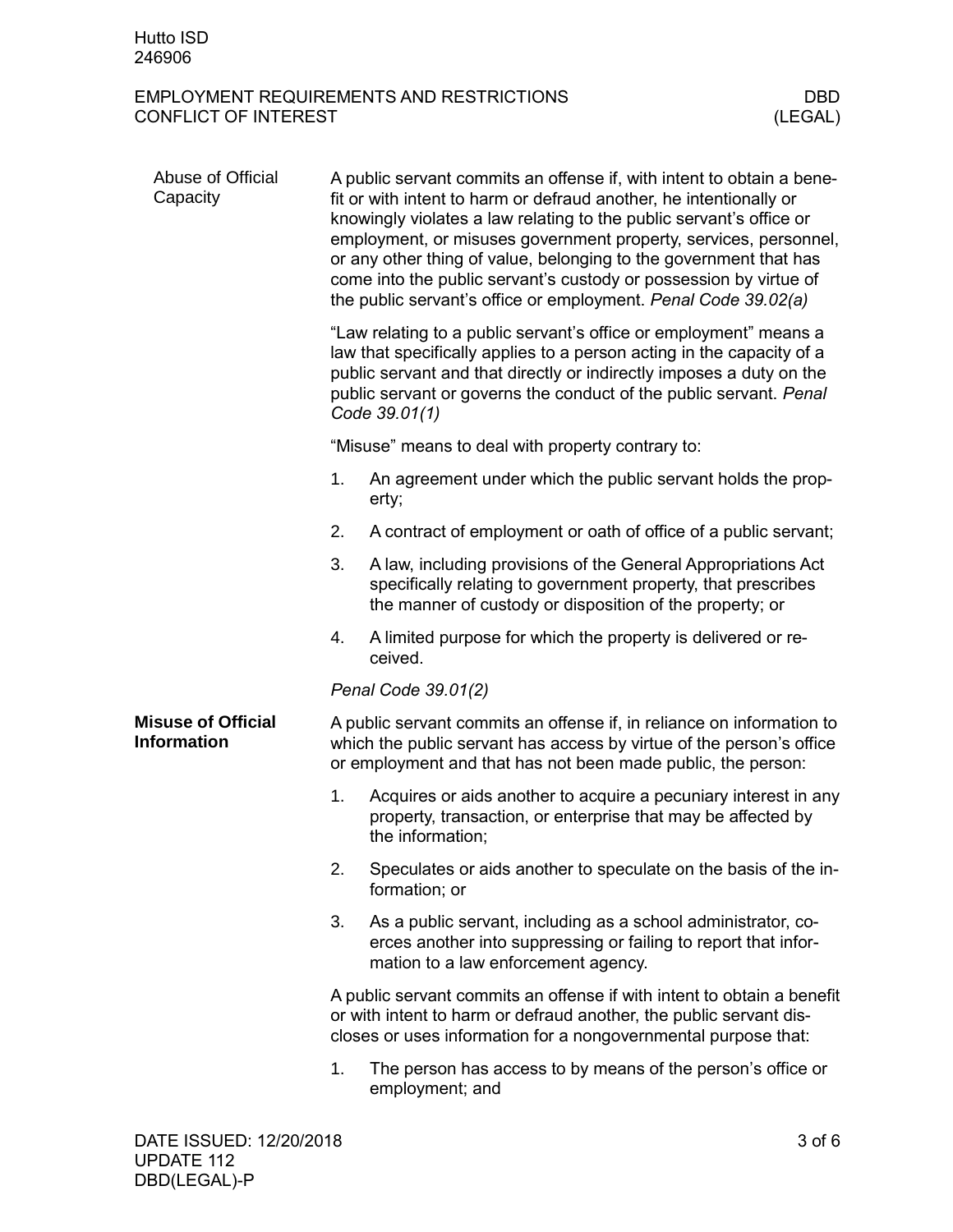## Abuse of Official Capacity

A public servant commits an offense if, with intent to obtain a benefit or with intent to harm or defraud another, he intentionally or knowingly violates a law relating to the public servant's office or employment, or misuses government property, services, personnel, or any other thing of value, belonging to the government that has come into the public servant's custody or possession by virtue of the public servant's office or employment. *Penal Code 39.02(a)*

"Law relating to a public servant's office or employment" means a law that specifically applies to a person acting in the capacity of a public servant and that directly or indirectly imposes a duty on the public servant or governs the conduct of the public servant. *Penal Code 39.01(1)*

"Misuse" means to deal with property contrary to:

1. An agreement under which the public servant holds the property;
2. A contract of employment or oath of office of a public servant;
3. A law, including provisions of the General Appropriations Act specifically relating to government property, that prescribes the manner of custody or disposition of the property; or
4. A limited purpose for which the property is delivered or received.

*Penal Code 39.01(2)*

## **Misuse of Official Information**

A public servant commits an offense if, in reliance on information to which the public servant has access by virtue of the person's office or employment and that has not been made public, the person:

1. Acquires or aids another to acquire a pecuniary interest in any property, transaction, or enterprise that may be affected by the information;
2. Speculates or aids another to speculate on the basis of the information; or
3. As a public servant, including as a school administrator, coerces another into suppressing or failing to report that information to a law enforcement agency.

A public servant commits an offense if with intent to obtain a benefit or with intent to harm or defraud another, the public servant discloses or uses information for a nongovernmental purpose that:

1. The person has access to by means of the person's office or employment; and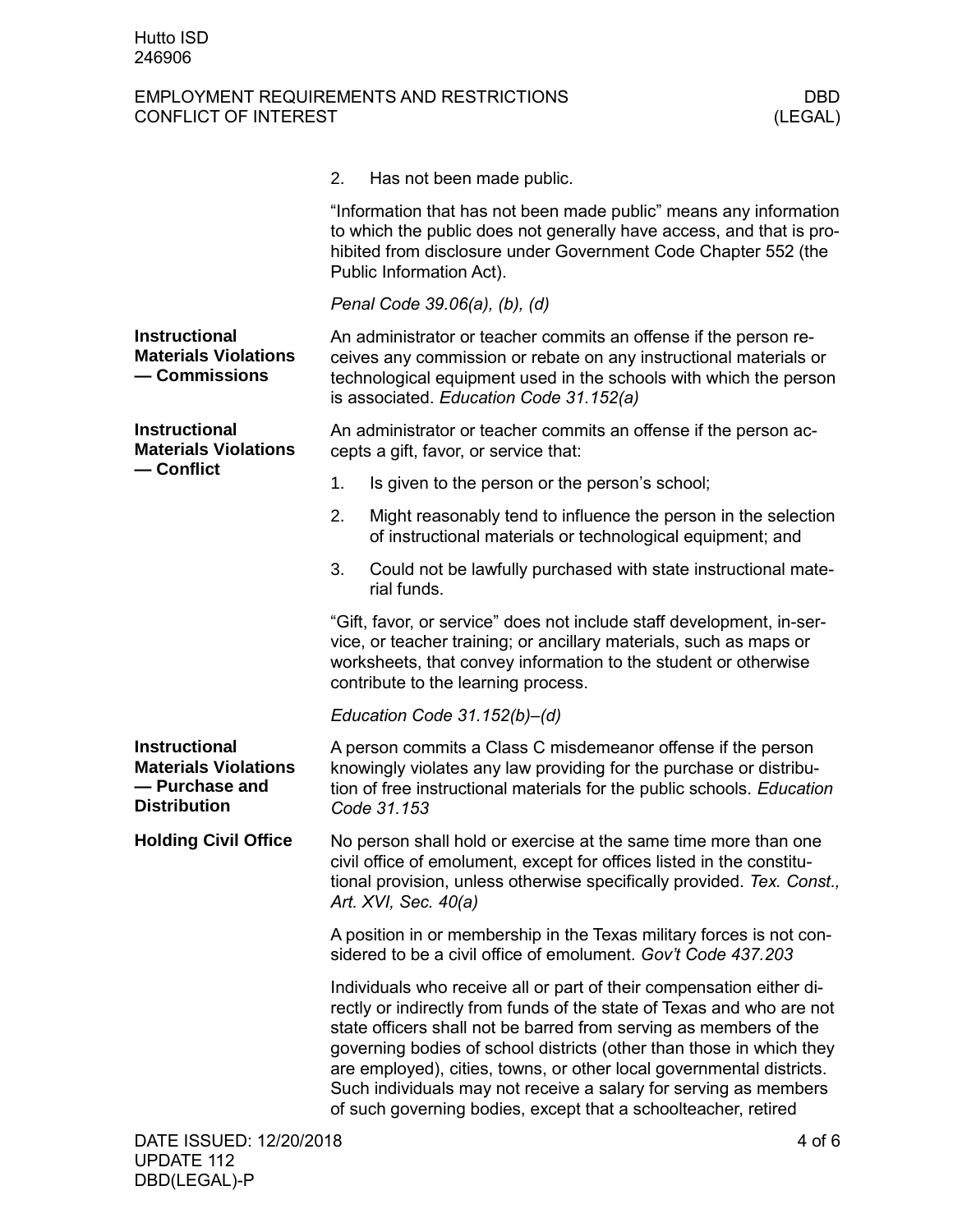2. Has not been made public.

"Information that has not been made public" means any information to which the public does not generally have access, and that is prohibited from disclosure under Government Code Chapter 552 (the Public Information Act).

*Penal Code 39.06(a), (b), (d)*

**Instructional Materials Violations — Commissions**

An administrator or teacher commits an offense if the person receives any commission or rebate on any instructional materials or technological equipment used in the schools with which the person is associated. *Education Code 31.152(a)*

**Instructional Materials Violations — Conflict**

An administrator or teacher commits an offense if the person accepts a gift, favor, or service that:

1. Is given to the person or the person's school;
2. Might reasonably tend to influence the person in the selection of instructional materials or technological equipment; and
3. Could not be lawfully purchased with state instructional material funds.

"Gift, favor, or service" does not include staff development, in-service, or teacher training; or ancillary materials, such as maps or worksheets, that convey information to the student or otherwise contribute to the learning process.

*Education Code 31.152(b)–(d)*

**Instructional Materials Violations — Purchase and Distribution**

A person commits a Class C misdemeanor offense if the person knowingly violates any law providing for the purchase or distribution of free instructional materials for the public schools. *Education Code 31.153*

**Holding Civil Office**

No person shall hold or exercise at the same time more than one civil office of emolument, except for offices listed in the constitutional provision, unless otherwise specifically provided. *Tex. Const., Art. XVI, Sec. 40(a)*

A position in or membership in the Texas military forces is not considered to be a civil office of emolument. *Gov't Code 437.203*

Individuals who receive all or part of their compensation either directly or indirectly from funds of the state of Texas and who are not state officers shall not be barred from serving as members of the governing bodies of school districts (other than those in which they are employed), cities, towns, or other local governmental districts. Such individuals may not receive a salary for serving as members of such governing bodies, except that a schoolteacher, retired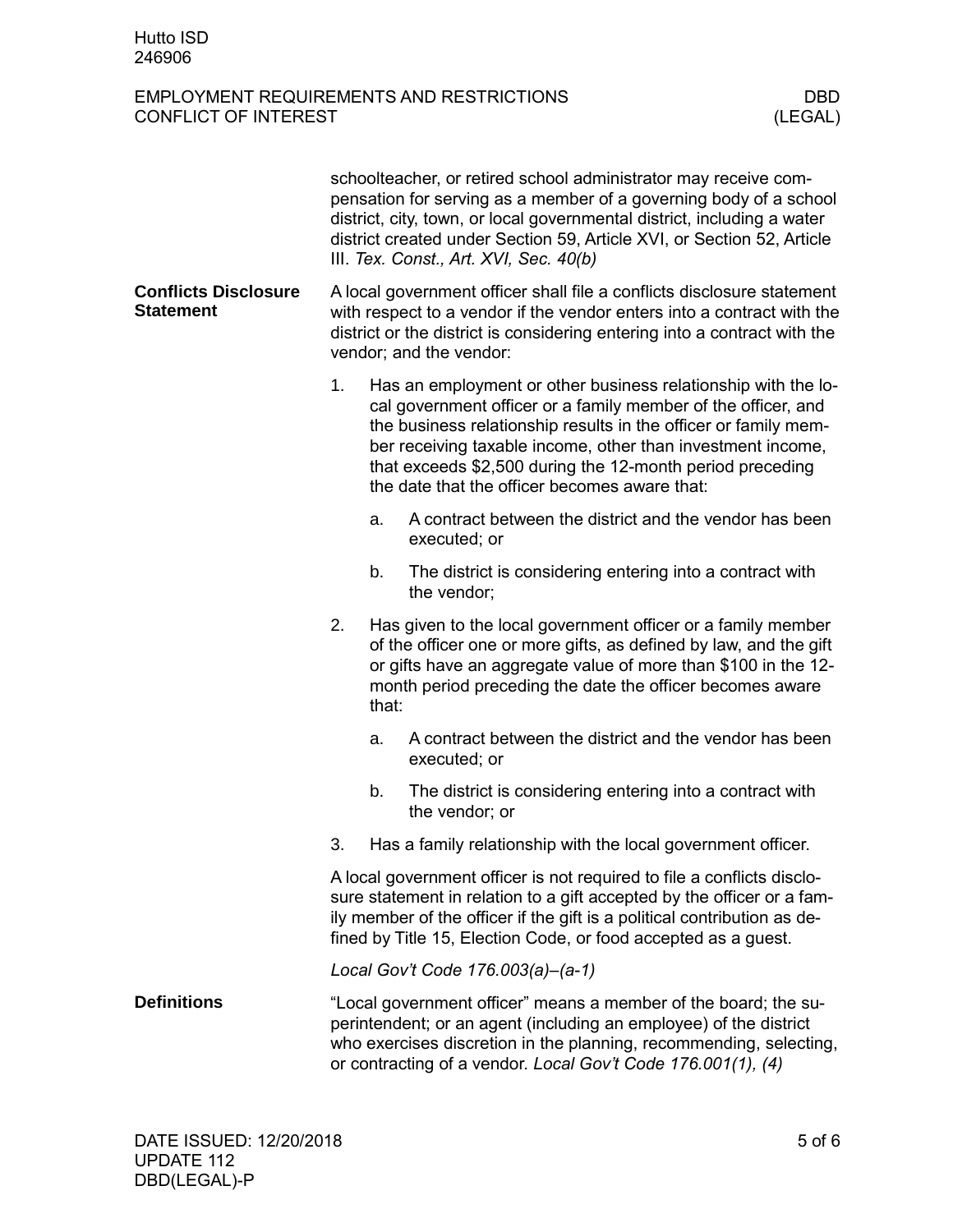schoolteacher, or retired school administrator may receive compensation for serving as a member of a governing body of a school district, city, town, or local governmental district, including a water district created under Section 59, Article XVI, or Section 52, Article III. *Tex. Const., Art. XVI, Sec. 40(b)*

**Conflicts Disclosure Statement**

A local government officer shall file a conflicts disclosure statement with respect to a vendor if the vendor enters into a contract with the district or the district is considering entering into a contract with the vendor; and the vendor:

1. Has an employment or other business relationship with the local government officer or a family member of the officer, and the business relationship results in the officer or family member receiving taxable income, other than investment income, that exceeds $2,500 during the 12-month period preceding the date that the officer becomes aware that:
   a. A contract between the district and the vendor has been executed; or
   b. The district is considering entering into a contract with the vendor;
2. Has given to the local government officer or a family member of the officer one or more gifts, as defined by law, and the gift or gifts have an aggregate value of more than $100 in the 12-month period preceding the date the officer becomes aware that:
   a. A contract between the district and the vendor has been executed; or
   b. The district is considering entering into a contract with the vendor; or
3. Has a family relationship with the local government officer.

A local government officer is not required to file a conflicts disclosure statement in relation to a gift accepted by the officer or a family member of the officer if the gift is a political contribution as defined by Title 15, Election Code, or food accepted as a guest.

*Local Gov't Code 176.003(a)–(a-1)*

**Definitions**

"Local government officer" means a member of the board; the superintendent; or an agent (including an employee) of the district who exercises discretion in the planning, recommending, selecting, or contracting of a vendor. *Local Gov't Code 176.001(1), (4)*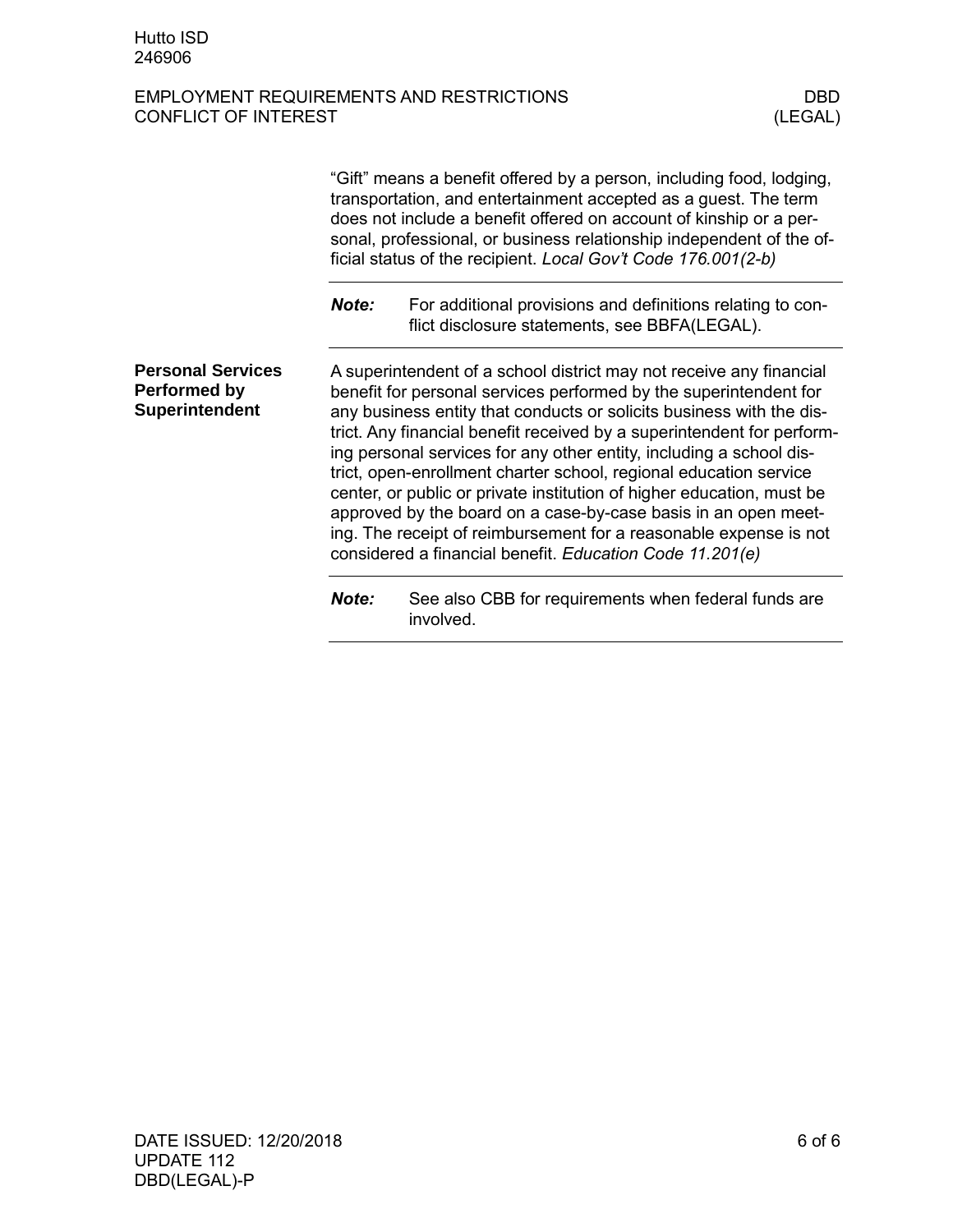"Gift" means a benefit offered by a person, including food, lodging, transportation, and entertainment accepted as a guest. The term does not include a benefit offered on account of kinship or a personal, professional, or business relationship independent of the official status of the recipient. *Local Gov't Code 176.001(2-b)*

**Note:** For additional provisions and definitions relating to conflict disclosure statements, see BBFA(LEGAL).

## Personal Services Performed by Superintendent

A superintendent of a school district may not receive any financial benefit for personal services performed by the superintendent for any business entity that conducts or solicits business with the district. Any financial benefit received by a superintendent for performing personal services for any other entity, including a school district, open-enrollment charter school, regional education service center, or public or private institution of higher education, must be approved by the board on a case-by-case basis in an open meeting. The receipt of reimbursement for a reasonable expense is not considered a financial benefit. *Education Code 11.201(e)*

**Note:** See also CBB for requirements when federal funds are involved.